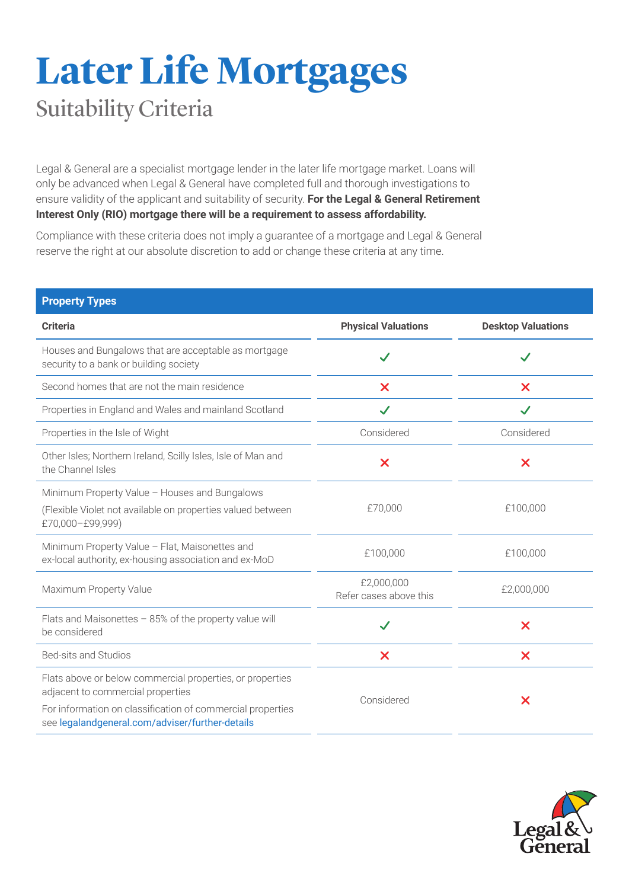# Later Life Mortgages

## Suitability Criteria

Legal & General are a specialist mortgage lender in the later life mortgage market. Loans will only be advanced when Legal & General have completed full and thorough investigations to ensure validity of the applicant and suitability of security. **For the Legal & General Retirement Interest Only (RIO) mortgage there will be a requirement to assess affordability.**

Compliance with these criteria does not imply a guarantee of a mortgage and Legal & General reserve the right at our absolute discretion to add or change these criteria at any time.

| Property Types | | |
|---|---|---|
| **Criteria** | **Physical Valuations** | **Desktop Valuations** |
| Houses and Bungalows that are acceptable as mortgage security to a bank or building society | ✓ | ✓ |
| Second homes that are not the main residence | ✗ | ✗ |
| Properties in England and Wales and mainland Scotland | ✓ | ✓ |
| Properties in the Isle of Wight | Considered | Considered |
| Other Isles; Northern Ireland, Scilly Isles, Isle of Man and the Channel Isles | ✗ | ✗ |
| Minimum Property Value – Houses and Bungalows (Flexible Violet not available on properties valued between £70,000–£99,999) | £70,000 | £100,000 |
| Minimum Property Value – Flat, Maisonettes and ex-local authority, ex-housing association and ex-MoD | £100,000 | £100,000 |
| Maximum Property Value | £2,000,000 Refer cases above this | £2,000,000 |
| Flats and Maisonettes – 85% of the property value will be considered | ✓ | ✗ |
| Bed-sits and Studios | ✗ | ✗ |
| Flats above or below commercial properties, or properties adjacent to commercial properties. For information on classification of commercial properties see legalandgeneral.com/adviser/further-details | Considered | ✗ |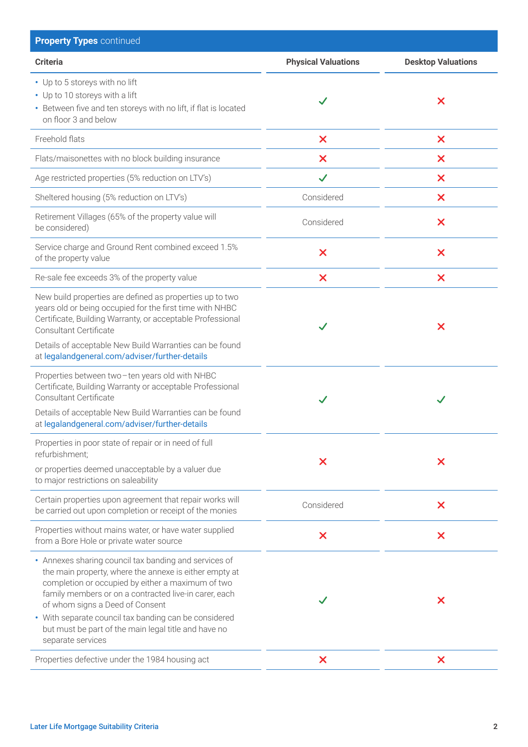## **Property Types** continued

| Criteria | Physical Valuations | Desktop Valuations |
|---|---|---|
| • Up to 5 storeys with no lift<br>• Up to 10 storeys with a lift<br>• Between five and ten storeys with no lift, if flat is located on floor 3 and below | ✓ | ✗ |
| Freehold flats | ✗ | ✗ |
| Flats/maisonettes with no block building insurance | ✗ | ✗ |
| Age restricted properties (5% reduction on LTV's) | ✓ | ✗ |
| Sheltered housing (5% reduction on LTV's) | Considered | ✗ |
| Retirement Villages (65% of the property value will be considered) | Considered | ✗ |
| Service charge and Ground Rent combined exceed 1.5% of the property value | ✗ | ✗ |
| Re-sale fee exceeds 3% of the property value | ✗ | ✗ |
| New build properties are defined as properties up to two years old or being occupied for the first time with NHBC Certificate, Building Warranty, or acceptable Professional Consultant Certificate<br>Details of acceptable New Build Warranties can be found at legalandgeneral.com/adviser/further-details | ✓ | ✗ |
| Properties between two–ten years old with NHBC Certificate, Building Warranty or acceptable Professional Consultant Certificate<br>Details of acceptable New Build Warranties can be found at legalandgeneral.com/adviser/further-details | ✓ | ✓ |
| Properties in poor state of repair or in need of full refurbishment;<br>or properties deemed unacceptable by a valuer due to major restrictions on saleability | ✗ | ✗ |
| Certain properties upon agreement that repair works will be carried out upon completion or receipt of the monies | Considered | ✗ |
| Properties without mains water, or have water supplied from a Bore Hole or private water source | ✗ | ✗ |
| • Annexes sharing council tax banding and services of the main property, where the annexe is either empty at completion or occupied by either a maximum of two family members or on a contracted live-in carer, each of whom signs a Deed of Consent<br>• With separate council tax banding can be considered but must be part of the main legal title and have no separate services | ✓ | ✗ |
| Properties defective under the 1984 housing act | ✗ | ✗ |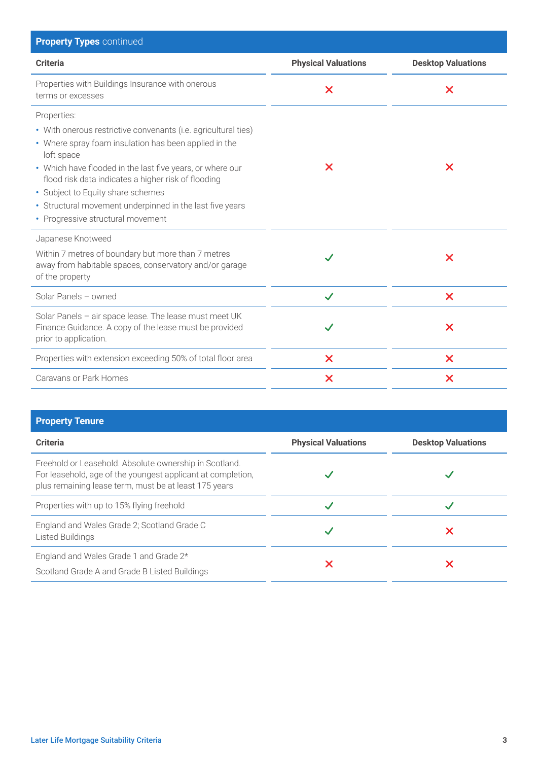## **Property Types** continued

| Criteria | Physical Valuations | Desktop Valuations |
|---|---|---|
| Properties with Buildings Insurance with onerous terms or excesses | ✗ | ✗ |
| Properties:<br>• With onerous restrictive convenants (i.e. agricultural ties)<br>• Where spray foam insulation has been applied in the loft space<br>• Which have flooded in the last five years, or where our flood risk data indicates a higher risk of flooding<br>• Subject to Equity share schemes<br>• Structural movement underpinned in the last five years<br>• Progressive structural movement | ✗ | ✗ |
| Japanese Knotweed<br>Within 7 metres of boundary but more than 7 metres away from habitable spaces, conservatory and/or garage of the property | ✓ | ✗ |
| Solar Panels – owned | ✓ | ✗ |
| Solar Panels – air space lease. The lease must meet UK Finance Guidance. A copy of the lease must be provided prior to application. | ✓ | ✗ |
| Properties with extension exceeding 50% of total floor area | ✗ | ✗ |
| Caravans or Park Homes | ✗ | ✗ |

## **Property Tenure**

| Criteria | Physical Valuations | Desktop Valuations |
|---|---|---|
| Freehold or Leasehold. Absolute ownership in Scotland. For leasehold, age of the youngest applicant at completion, plus remaining lease term, must be at least 175 years | ✓ | ✓ |
| Properties with up to 15% flying freehold | ✓ | ✓ |
| England and Wales Grade 2; Scotland Grade C Listed Buildings | ✓ | ✗ |
| England and Wales Grade 1 and Grade 2*<br>Scotland Grade A and Grade B Listed Buildings | ✗ | ✗ |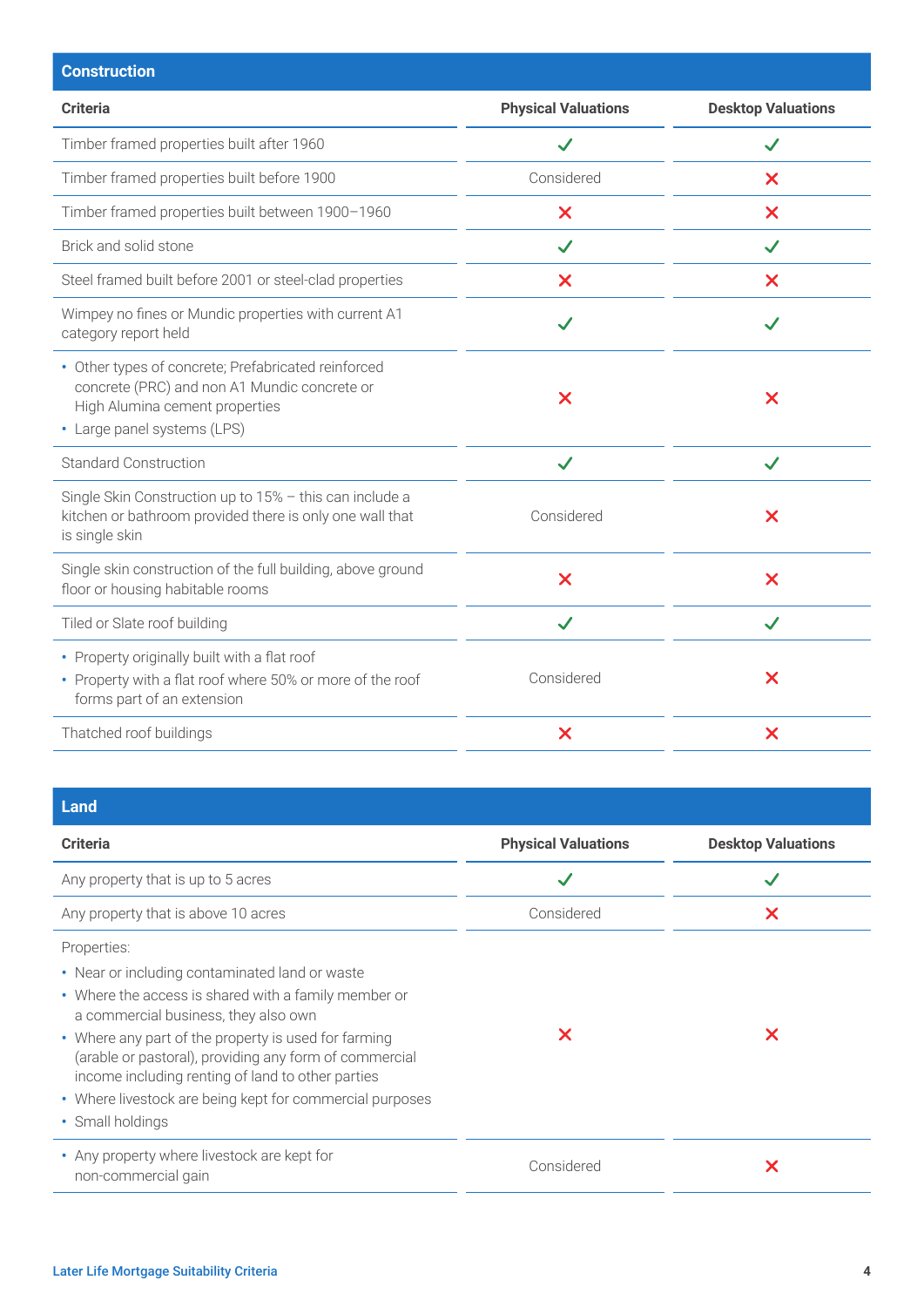## Construction

| Criteria | Physical Valuations | Desktop Valuations |
|---|---|---|
| Timber framed properties built after 1960 | ✓ | ✓ |
| Timber framed properties built before 1900 | Considered | ✗ |
| Timber framed properties built between 1900–1960 | ✗ | ✗ |
| Brick and solid stone | ✓ | ✓ |
| Steel framed built before 2001 or steel-clad properties | ✗ | ✗ |
| Wimpey no fines or Mundic properties with current A1 category report held | ✓ | ✓ |
| • Other types of concrete; Prefabricated reinforced concrete (PRC) and non A1 Mundic concrete or High Alumina cement properties<br>• Large panel systems (LPS) | ✗ | ✗ |
| Standard Construction | ✓ | ✓ |
| Single Skin Construction up to 15% – this can include a kitchen or bathroom provided there is only one wall that is single skin | Considered | ✗ |
| Single skin construction of the full building, above ground floor or housing habitable rooms | ✗ | ✗ |
| Tiled or Slate roof building | ✓ | ✓ |
| • Property originally built with a flat roof<br>• Property with a flat roof where 50% or more of the roof forms part of an extension | Considered | ✗ |
| Thatched roof buildings | ✗ | ✗ |

## Land

| Criteria | Physical Valuations | Desktop Valuations |
|---|---|---|
| Any property that is up to 5 acres | ✓ | ✓ |
| Any property that is above 10 acres | Considered | ✗ |
| Properties:<br>• Near or including contaminated land or waste<br>• Where the access is shared with a family member or a commercial business, they also own<br>• Where any part of the property is used for farming (arable or pastoral), providing any form of commercial income including renting of land to other parties<br>• Where livestock are being kept for commercial purposes<br>• Small holdings | ✗ | ✗ |
| • Any property where livestock are kept for non-commercial gain | Considered | ✗ |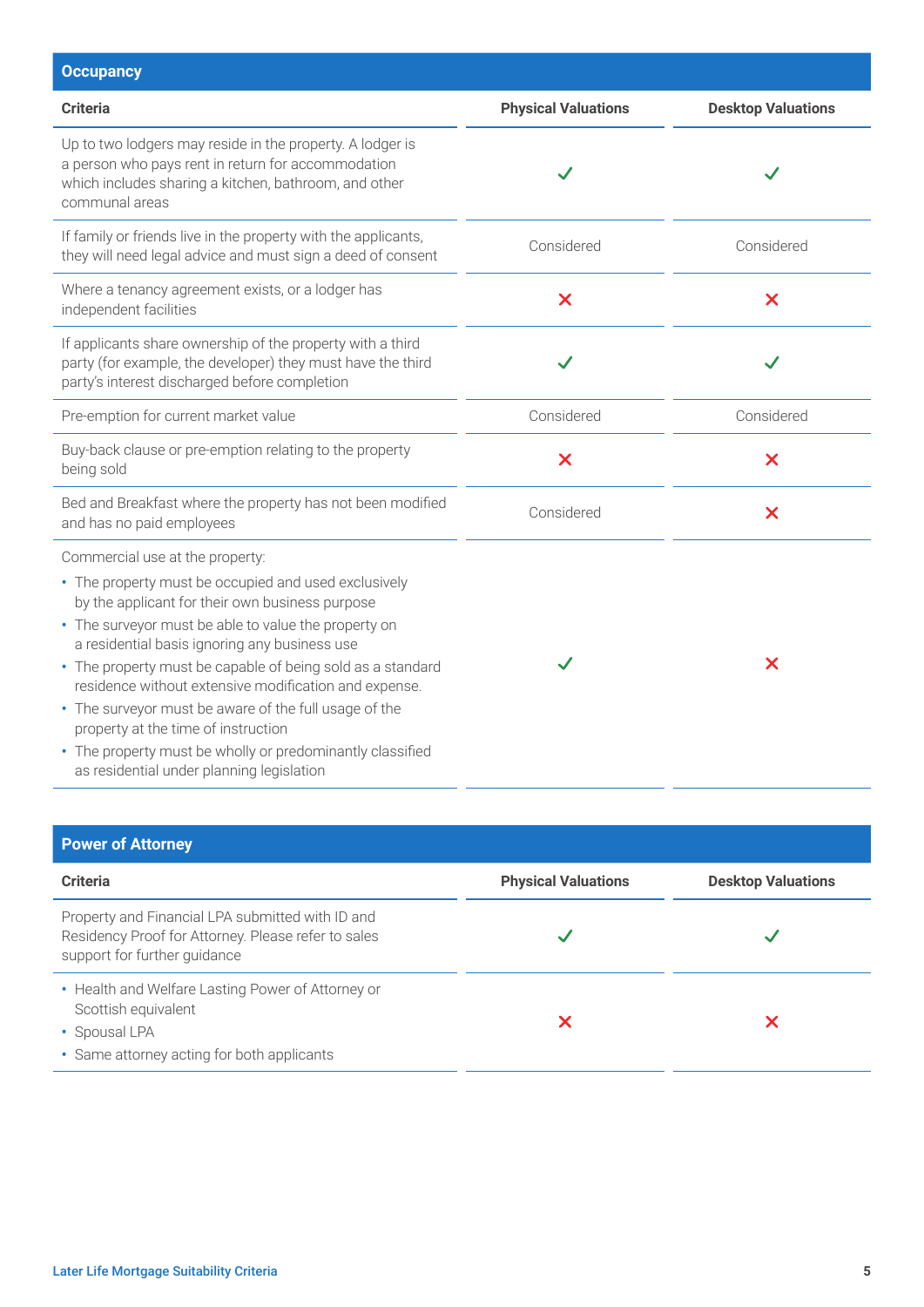## Occupancy

| Criteria | Physical Valuations | Desktop Valuations |
| --- | --- | --- |
| Up to two lodgers may reside in the property. A lodger is a person who pays rent in return for accommodation which includes sharing a kitchen, bathroom, and other communal areas | ✓ | ✓ |
| If family or friends live in the property with the applicants, they will need legal advice and must sign a deed of consent | Considered | Considered |
| Where a tenancy agreement exists, or a lodger has independent facilities | ✗ | ✗ |
| If applicants share ownership of the property with a third party (for example, the developer) they must have the third party's interest discharged before completion | ✓ | ✓ |
| Pre-emption for current market value | Considered | Considered |
| Buy-back clause or pre-emption relating to the property being sold | ✗ | ✗ |
| Bed and Breakfast where the property has not been modified and has no paid employees | Considered | ✗ |
| Commercial use at the property:<br>• The property must be occupied and used exclusively by the applicant for their own business purpose<br>• The surveyor must be able to value the property on a residential basis ignoring any business use<br>• The property must be capable of being sold as a standard residence without extensive modification and expense.<br>• The surveyor must be aware of the full usage of the property at the time of instruction<br>• The property must be wholly or predominantly classified as residential under planning legislation | ✓ | ✗ |

## Power of Attorney

| Criteria | Physical Valuations | Desktop Valuations |
| --- | --- | --- |
| Property and Financial LPA submitted with ID and Residency Proof for Attorney. Please refer to sales support for further guidance | ✓ | ✓ |
| • Health and Welfare Lasting Power of Attorney or Scottish equivalent<br>• Spousal LPA<br>• Same attorney acting for both applicants | ✗ | ✗ |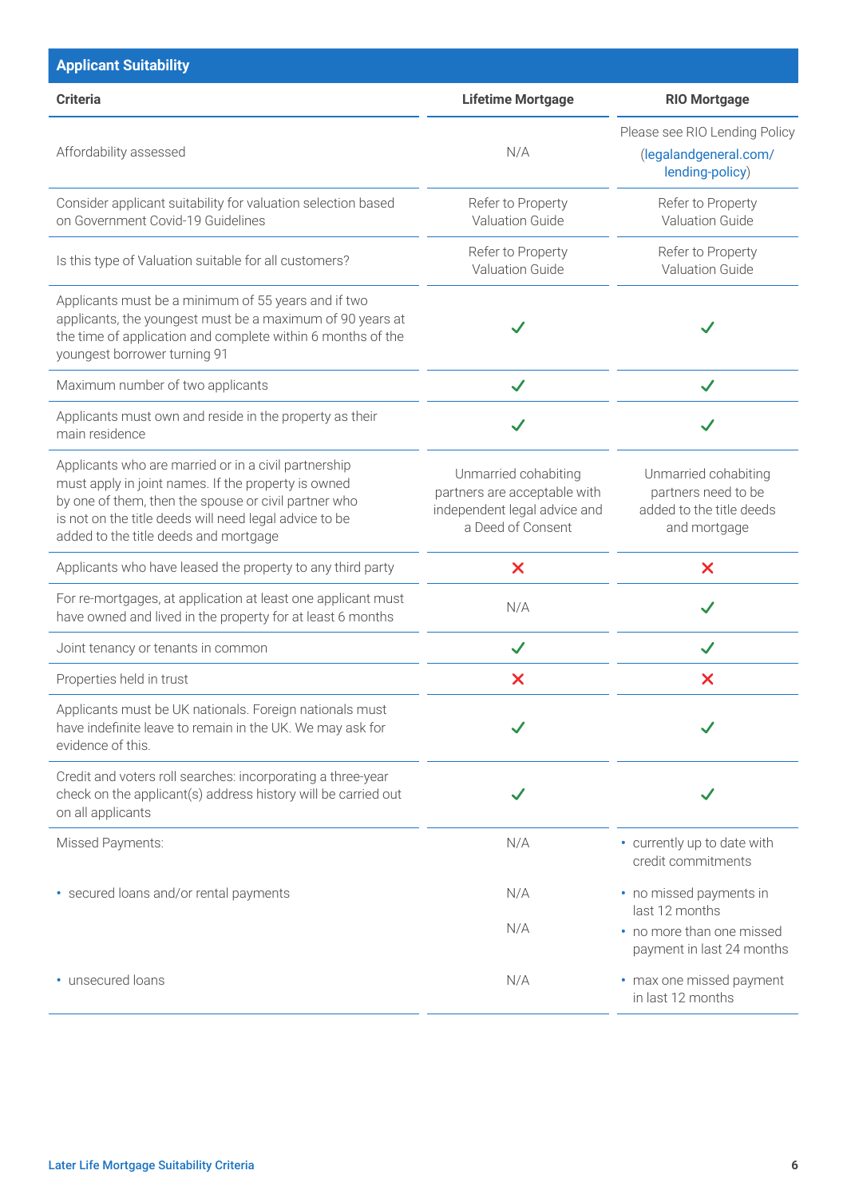## Applicant Suitability

| Criteria | Lifetime Mortgage | RIO Mortgage |
|---|---|---|
| Affordability assessed | N/A | Please see RIO Lending Policy (legalandgeneral.com/lending-policy) |
| Consider applicant suitability for valuation selection based on Government Covid-19 Guidelines | Refer to Property Valuation Guide | Refer to Property Valuation Guide |
| Is this type of Valuation suitable for all customers? | Refer to Property Valuation Guide | Refer to Property Valuation Guide |
| Applicants must be a minimum of 55 years and if two applicants, the youngest must be a maximum of 90 years at the time of application and complete within 6 months of the youngest borrower turning 91 | ✓ | ✓ |
| Maximum number of two applicants | ✓ | ✓ |
| Applicants must own and reside in the property as their main residence | ✓ | ✓ |
| Applicants who are married or in a civil partnership must apply in joint names. If the property is owned by one of them, then the spouse or civil partner who is not on the title deeds will need legal advice to be added to the title deeds and mortgage | Unmarried cohabiting partners are acceptable with independent legal advice and a Deed of Consent | Unmarried cohabiting partners need to be added to the title deeds and mortgage |
| Applicants who have leased the property to any third party | ✗ | ✗ |
| For re-mortgages, at application at least one applicant must have owned and lived in the property for at least 6 months | N/A | ✓ |
| Joint tenancy or tenants in common | ✓ | ✓ |
| Properties held in trust | ✗ | ✗ |
| Applicants must be UK nationals. Foreign nationals must have indefinite leave to remain in the UK. We may ask for evidence of this. | ✓ | ✓ |
| Credit and voters roll searches: incorporating a three-year check on the applicant(s) address history will be carried out on all applicants | ✓ | ✓ |
| Missed Payments: | N/A | • currently up to date with credit commitments |
| • secured loans and/or rental payments | N/A<br>N/A | • no missed payments in last 12 months<br>• no more than one missed payment in last 24 months |
| • unsecured loans | N/A | • max one missed payment in last 12 months |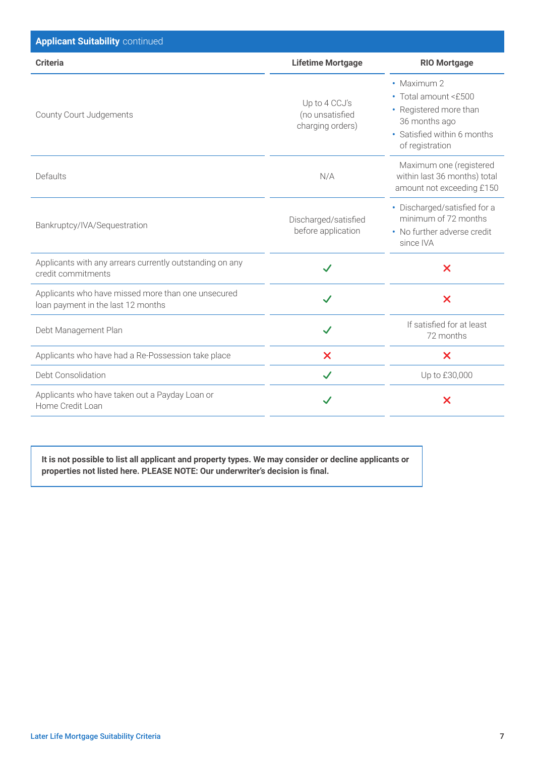## **Applicant Suitability** continued

| Criteria | Lifetime Mortgage | RIO Mortgage |
|---|---|---|
| County Court Judgements | Up to 4 CCJ's (no unsatisfied charging orders) | • Maximum 2<br>• Total amount <£500<br>• Registered more than 36 months ago<br>• Satisfied within 6 months of registration |
| Defaults | N/A | Maximum one (registered within last 36 months) total amount not exceeding £150 |
| Bankruptcy/IVA/Sequestration | Discharged/satisfied before application | • Discharged/satisfied for a minimum of 72 months<br>• No further adverse credit since IVA |
| Applicants with any arrears currently outstanding on any credit commitments | ✓ | ✗ |
| Applicants who have missed more than one unsecured loan payment in the last 12 months | ✓ | ✗ |
| Debt Management Plan | ✓ | If satisfied for at least 72 months |
| Applicants who have had a Re-Possession take place | ✗ | ✗ |
| Debt Consolidation | ✓ | Up to £30,000 |
| Applicants who have taken out a Payday Loan or Home Credit Loan | ✓ | ✗ |

**It is not possible to list all applicant and property types. We may consider or decline applicants or properties not listed here. PLEASE NOTE: Our underwriter's decision is final.**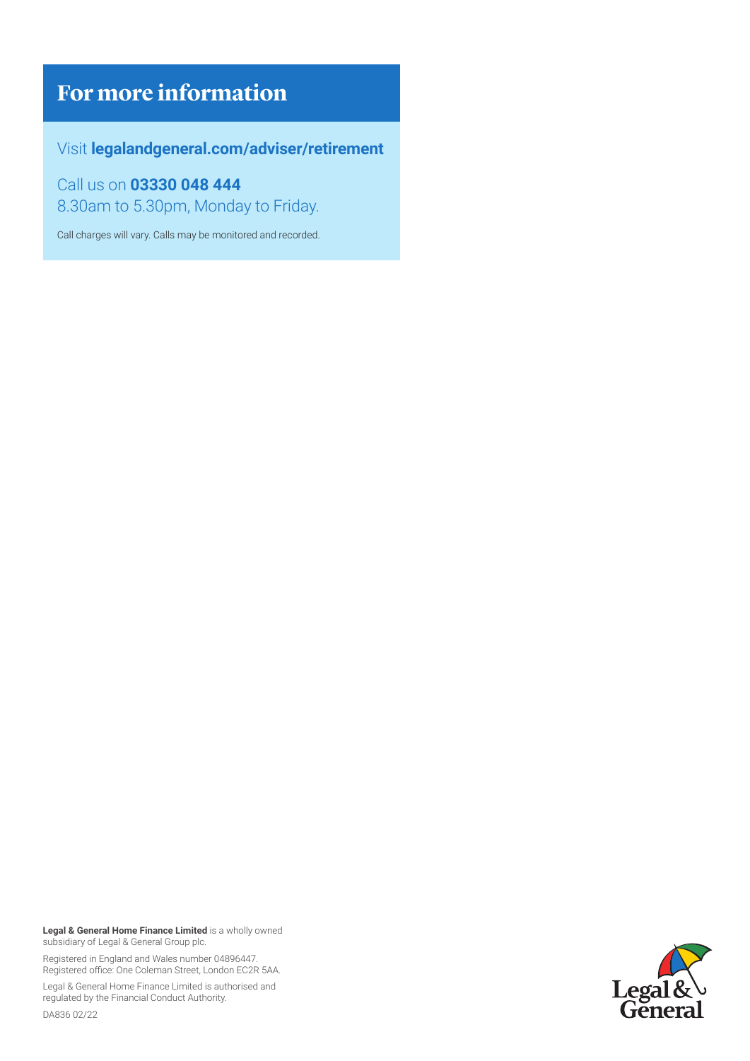## For more information

Visit **legalandgeneral.com/adviser/retirement**

Call us on **03330 048 444**
8.30am to 5.30pm, Monday to Friday.

Call charges will vary. Calls may be monitored and recorded.

**Legal & General Home Finance Limited** is a wholly owned subsidiary of Legal & General Group plc.

Registered in England and Wales number 04896447.
Registered office: One Coleman Street, London EC2R 5AA.

Legal & General Home Finance Limited is authorised and regulated by the Financial Conduct Authority.

DA836 02/22